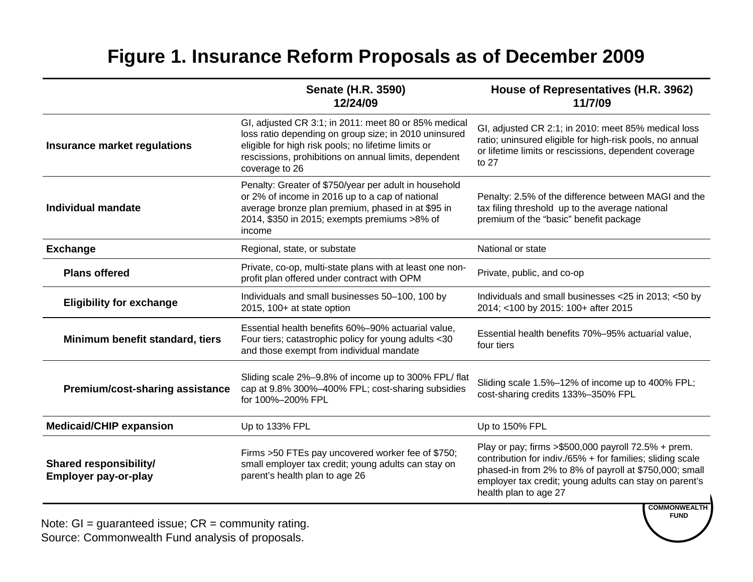# Figure 1. Insurance Reform Proposals as of December 2009

| | Senate (H.R. 3590) 12/24/09 | House of Representatives (H.R. 3962) 11/7/09 |
|---|---|---|
| **Insurance market regulations** | GI, adjusted CR 3:1; in 2011: meet 80 or 85% medical loss ratio depending on group size; in 2010 uninsured eligible for high risk pools; no lifetime limits or rescissions, prohibitions on annual limits, dependent coverage to 26 | GI, adjusted CR 2:1; in 2010: meet 85% medical loss ratio; uninsured eligible for high-risk pools, no annual or lifetime limits or rescissions, dependent coverage to 27 |
| **Individual mandate** | Penalty: Greater of $750/year per adult in household or 2% of income in 2016 up to a cap of national average bronze plan premium, phased in at $95 in 2014, $350 in 2015; exempts premiums >8% of income | Penalty: 2.5% of the difference between MAGI and the tax filing threshold up to the average national premium of the “basic” benefit package |
| **Exchange** | Regional, state, or substate | National or state |
| **Plans offered** | Private, co-op, multi-state plans with at least one non-profit plan offered under contract with OPM | Private, public, and co-op |
| **Eligibility for exchange** | Individuals and small businesses 50–100, 100 by 2015, 100+ at state option | Individuals and small businesses <25 in 2013; <50 by 2014; <100 by 2015: 100+ after 2015 |
| **Minimum benefit standard, tiers** | Essential health benefits 60%–90% actuarial value, Four tiers; catastrophic policy for young adults <30 and those exempt from individual mandate | Essential health benefits 70%–95% actuarial value, four tiers |
| **Premium/cost-sharing assistance** | Sliding scale 2%–9.8% of income up to 300% FPL/ flat cap at 9.8% 300%–400% FPL; cost-sharing subsidies for 100%–200% FPL | Sliding scale 1.5%–12% of income up to 400% FPL; cost-sharing credits 133%–350% FPL |
| **Medicaid/CHIP expansion** | Up to 133% FPL | Up to 150% FPL |
| **Shared responsibility/ Employer pay-or-play** | Firms >50 FTEs pay uncovered worker fee of $750; small employer tax credit; young adults can stay on parent’s health plan to age 26 | Play or pay; firms >$500,000 payroll 72.5% + prem. contribution for indiv./65% + for families; sliding scale phased-in from 2% to 8% of payroll at $750,000; small employer tax credit; young adults can stay on parent’s health plan to age 27 |

Note: GI = guaranteed issue; CR = community rating.
Source: Commonwealth Fund analysis of proposals.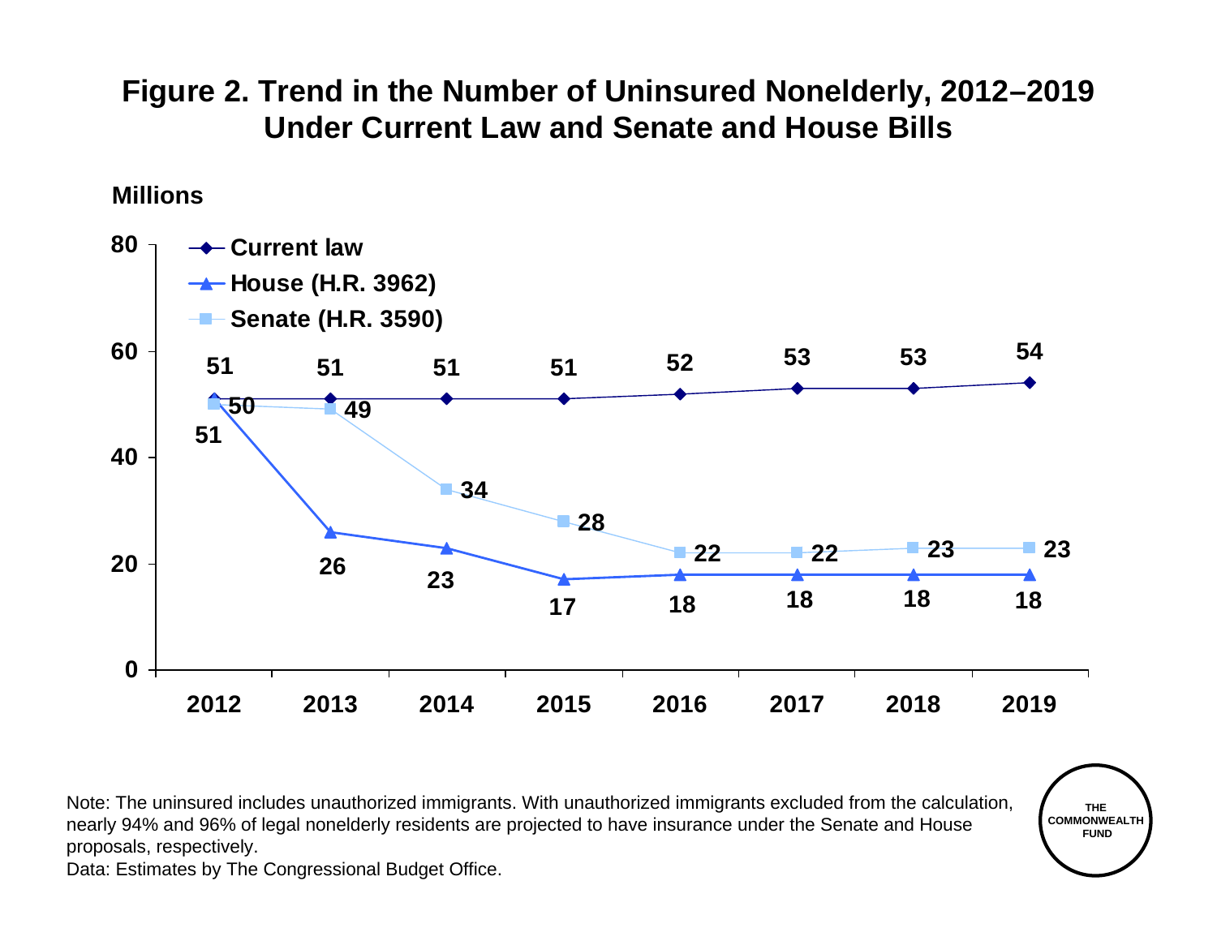# Figure 2. Trend in the Number of Uninsured Nonelderly, 2012–2019 Under Current Law and Senate and House Bills

Millions

| Year | Current law | House (H.R. 3962) | Senate (H.R. 3590) |
| --- | --- | --- | --- |
| 2012 | 51 | 51 | 50 |
| 2013 | 51 | 26 | 49 |
| 2014 | 51 | 23 | 34 |
| 2015 | 51 | 17 | 28 |
| 2016 | 52 | 18 | 22 |
| 2017 | 53 | 18 | 22 |
| 2018 | 53 | 18 | 23 |
| 2019 | 54 | 18 | 23 |

Note: The uninsured includes unauthorized immigrants. With unauthorized immigrants excluded from the calculation, nearly 94% and 96% of legal nonelderly residents are projected to have insurance under the Senate and House proposals, respectively.

Data: Estimates by The Congressional Budget Office.

THE COMMONWEALTH FUND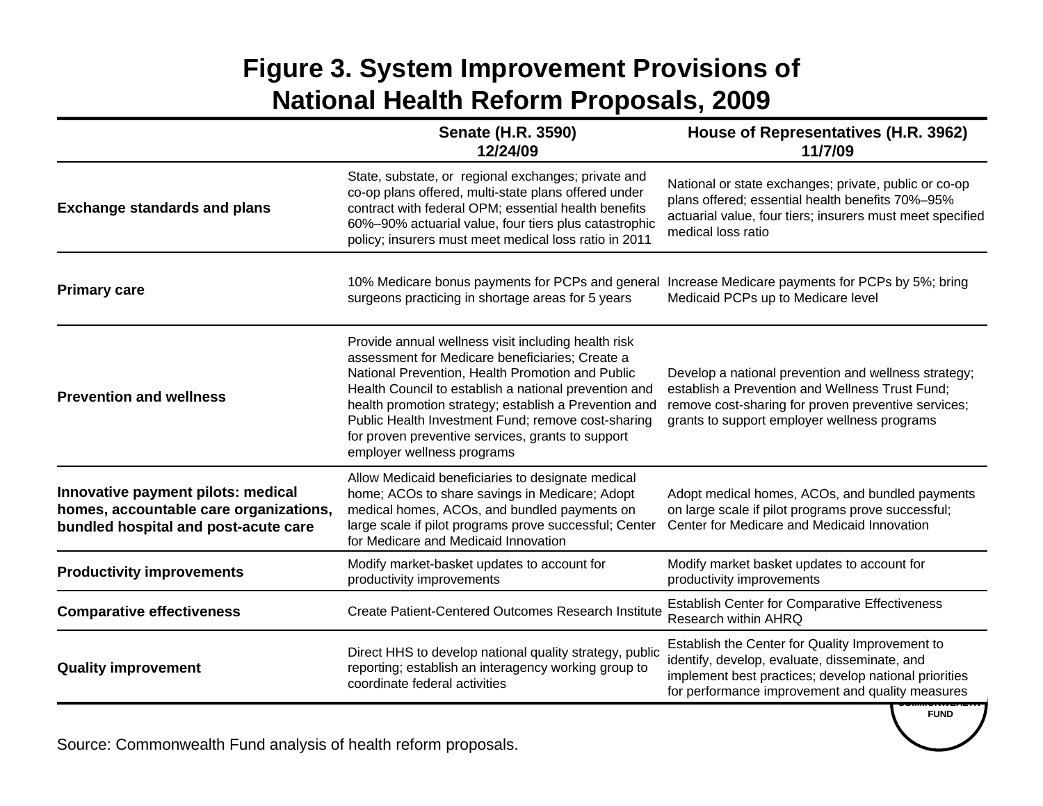# Figure 3. System Improvement Provisions of National Health Reform Proposals, 2009

| | Senate (H.R. 3590) 12/24/09 | House of Representatives (H.R. 3962) 11/7/09 |
|---|---|---|
| **Exchange standards and plans** | State, substate, or regional exchanges; private and co-op plans offered, multi-state plans offered under contract with federal OPM; essential health benefits 60%–90% actuarial value, four tiers plus catastrophic policy; insurers must meet medical loss ratio in 2011 | National or state exchanges; private, public or co-op plans offered; essential health benefits 70%–95% actuarial value, four tiers; insurers must meet specified medical loss ratio |
| **Primary care** | 10% Medicare bonus payments for PCPs and general surgeons practicing in shortage areas for 5 years | Increase Medicare payments for PCPs by 5%; bring Medicaid PCPs up to Medicare level |
| **Prevention and wellness** | Provide annual wellness visit including health risk assessment for Medicare beneficiaries; Create a National Prevention, Health Promotion and Public Health Council to establish a national prevention and health promotion strategy; establish a Prevention and Public Health Investment Fund; remove cost-sharing for proven preventive services, grants to support employer wellness programs | Develop a national prevention and wellness strategy; establish a Prevention and Wellness Trust Fund; remove cost-sharing for proven preventive services; grants to support employer wellness programs |
| **Innovative payment pilots: medical homes, accountable care organizations, bundled hospital and post-acute care** | Allow Medicaid beneficiaries to designate medical home; ACOs to share savings in Medicare; Adopt medical homes, ACOs, and bundled payments on large scale if pilot programs prove successful; Center for Medicare and Medicaid Innovation | Adopt medical homes, ACOs, and bundled payments on large scale if pilot programs prove successful; Center for Medicare and Medicaid Innovation |
| **Productivity improvements** | Modify market-basket updates to account for productivity improvements | Modify market basket updates to account for productivity improvements |
| **Comparative effectiveness** | Create Patient-Centered Outcomes Research Institute | Establish Center for Comparative Effectiveness Research within AHRQ |
| **Quality improvement** | Direct HHS to develop national quality strategy, public reporting; establish an interagency working group to coordinate federal activities | Establish the Center for Quality Improvement to identify, develop, evaluate, disseminate, and implement best practices; develop national priorities for performance improvement and quality measures |

Source: Commonwealth Fund analysis of health reform proposals.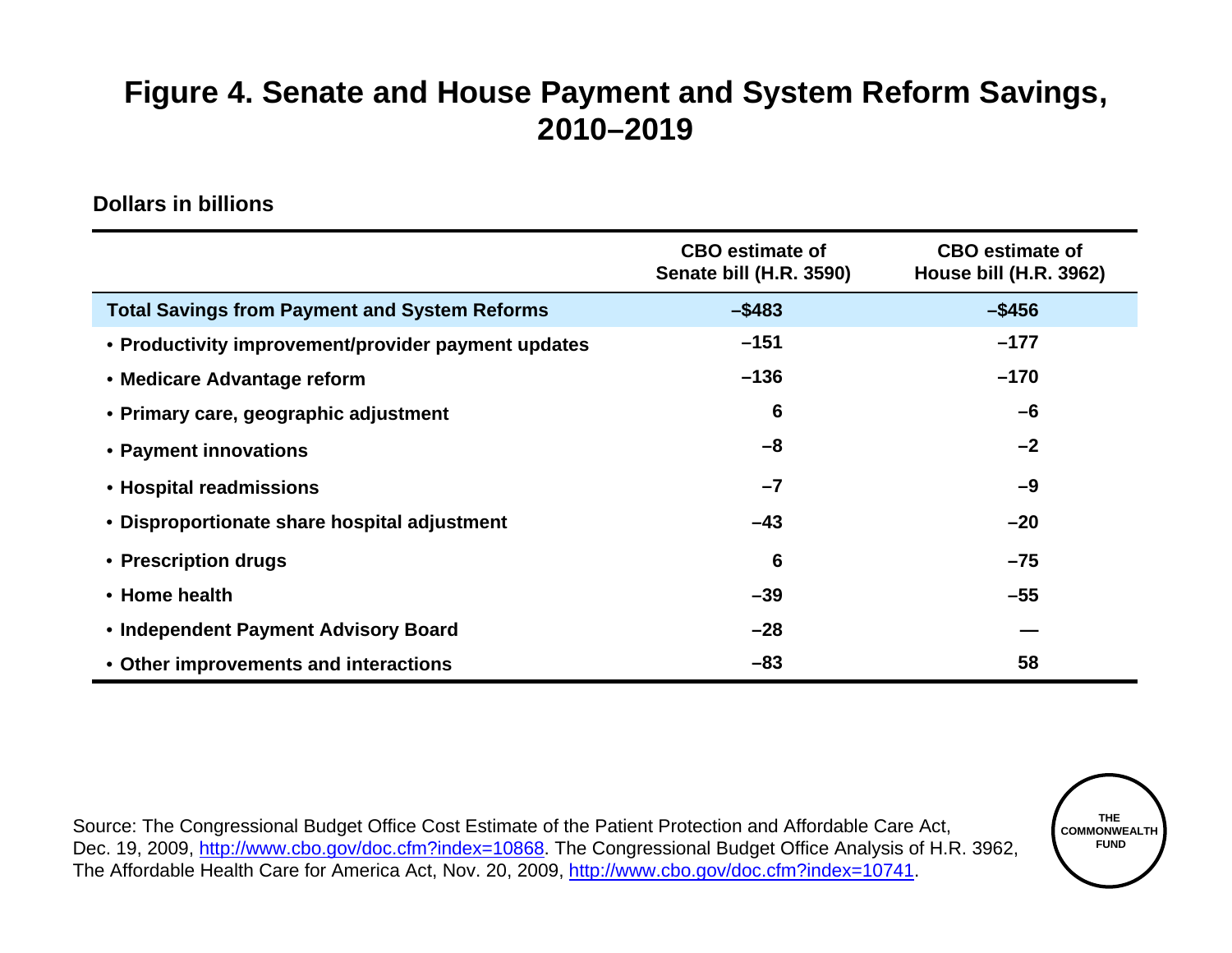# Figure 4. Senate and House Payment and System Reform Savings, 2010–2019

**Dollars in billions**

| | CBO estimate of Senate bill (H.R. 3590) | CBO estimate of House bill (H.R. 3962) |
|---|---|---|
| **Total Savings from Payment and System Reforms** | **–$483** | **–$456** |
| • Productivity improvement/provider payment updates | –151 | –177 |
| • Medicare Advantage reform | –136 | –170 |
| • Primary care, geographic adjustment | 6 | –6 |
| • Payment innovations | –8 | –2 |
| • Hospital readmissions | –7 | –9 |
| • Disproportionate share hospital adjustment | –43 | –20 |
| • Prescription drugs | 6 | –75 |
| • Home health | –39 | –55 |
| • Independent Payment Advisory Board | –28 | — |
| • Other improvements and interactions | –83 | 58 |

Source: The Congressional Budget Office Cost Estimate of the Patient Protection and Affordable Care Act, Dec. 19, 2009, http://www.cbo.gov/doc.cfm?index=10868. The Congressional Budget Office Analysis of H.R. 3962, The Affordable Health Care for America Act, Nov. 20, 2009, http://www.cbo.gov/doc.cfm?index=10741.

THE COMMONWEALTH FUND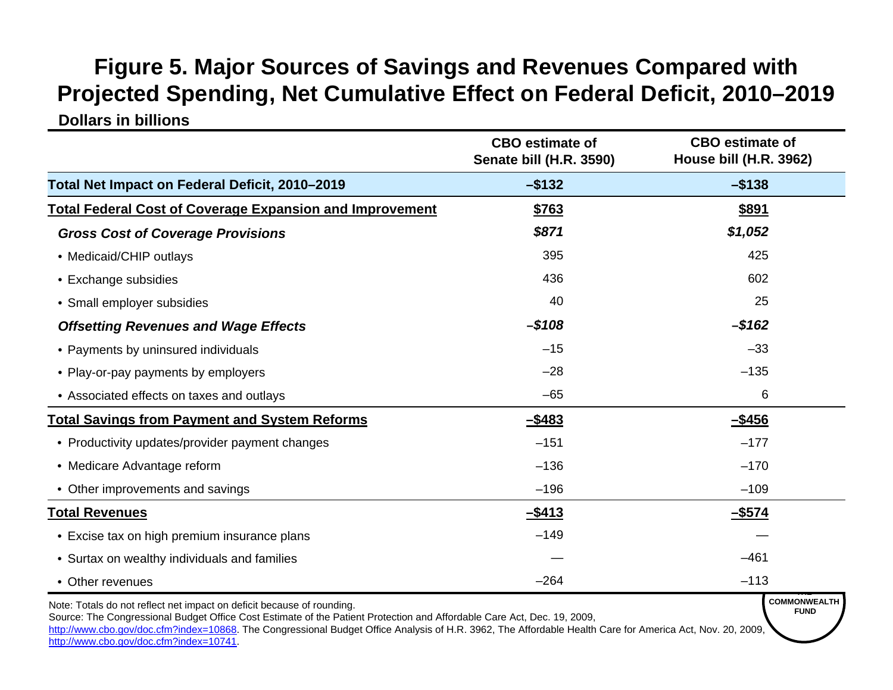# Figure 5. Major Sources of Savings and Revenues Compared with Projected Spending, Net Cumulative Effect on Federal Deficit, 2010–2019

**Dollars in billions**

| | CBO estimate of Senate bill (H.R. 3590) | CBO estimate of House bill (H.R. 3962) |
|---|---|---|
| **Total Net Impact on Federal Deficit, 2010–2019** | **–$132** | **–$138** |
| **Total Federal Cost of Coverage Expansion and Improvement** | **$763** | **$891** |
| ***Gross Cost of Coverage Provisions*** | ***$871*** | ***$1,052*** |
| • Medicaid/CHIP outlays | 395 | 425 |
| • Exchange subsidies | 436 | 602 |
| • Small employer subsidies | 40 | 25 |
| ***Offsetting Revenues and Wage Effects*** | ***–$108*** | ***–$162*** |
| • Payments by uninsured individuals | –15 | –33 |
| • Play-or-pay payments by employers | –28 | –135 |
| • Associated effects on taxes and outlays | –65 | 6 |
| **Total Savings from Payment and System Reforms** | **–$483** | **–$456** |
| • Productivity updates/provider payment changes | –151 | –177 |
| • Medicare Advantage reform | –136 | –170 |
| • Other improvements and savings | –196 | –109 |
| **Total Revenues** | **–$413** | **–$574** |
| • Excise tax on high premium insurance plans | –149 | — |
| • Surtax on wealthy individuals and families | — | –461 |
| • Other revenues | –264 | –113 |

Note: Totals do not reflect net impact on deficit because of rounding.

Source: The Congressional Budget Office Cost Estimate of the Patient Protection and Affordable Care Act, Dec. 19, 2009, http://www.cbo.gov/doc.cfm?index=10868. The Congressional Budget Office Analysis of H.R. 3962, The Affordable Health Care for America Act, Nov. 20, 2009, http://www.cbo.gov/doc.cfm?index=10741.

THE COMMONWEALTH FUND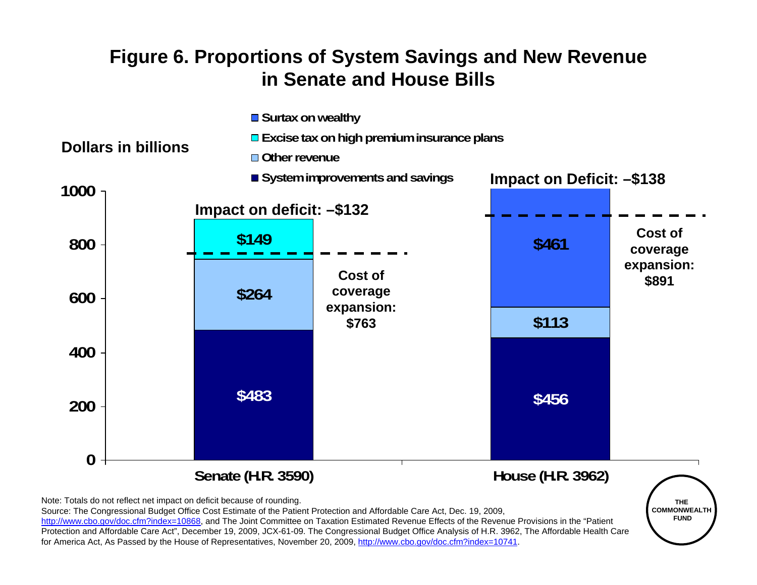# Figure 6. Proportions of System Savings and New Revenue in Senate and House Bills

Dollars in billions

| | Senate (H.R. 3590) | House (H.R. 3962) |
|---|---|---|
| System improvements and savings | $483 | $456 |
| Other revenue | $264 | $113 |
| Excise tax on high premium insurance plans | $149 | |
| Surtax on wealthy | | $461 |
| Cost of coverage expansion | $763 | $891 |
| Impact on deficit | –$132 | –$138 |

Note: Totals do not reflect net impact on deficit because of rounding.

Source: The Congressional Budget Office Cost Estimate of the Patient Protection and Affordable Care Act, Dec. 19, 2009, http://www.cbo.gov/doc.cfm?index=10868, and The Joint Committee on Taxation Estimated Revenue Effects of the Revenue Provisions in the "Patient Protection and Affordable Care Act", December 19, 2009, JCX-61-09. The Congressional Budget Office Analysis of H.R. 3962, The Affordable Health Care for America Act, As Passed by the House of Representatives, November 20, 2009, http://www.cbo.gov/doc.cfm?index=10741.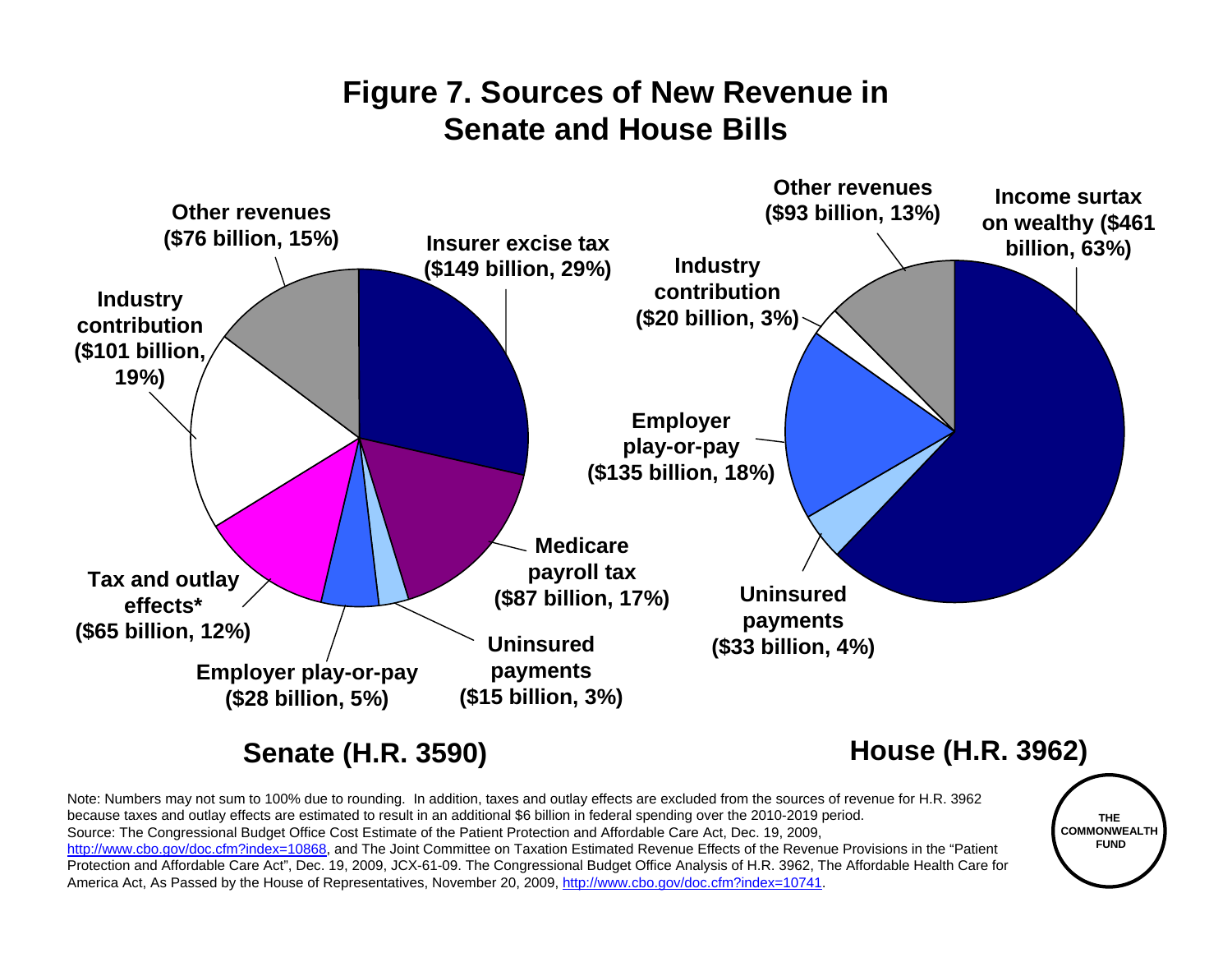# Figure 7. Sources of New Revenue in Senate and House Bills

## Senate (H.R. 3590)

- Insurer excise tax ($149 billion, 29%)
- Medicare payroll tax ($87 billion, 17%)
- Uninsured payments ($15 billion, 3%)
- Employer play-or-pay ($28 billion, 5%)
- Tax and outlay effects* ($65 billion, 12%)
- Industry contribution ($101 billion, 19%)
- Other revenues ($76 billion, 15%)

## House (H.R. 3962)

- Income surtax on wealthy ($461 billion, 63%)
- Uninsured payments ($33 billion, 4%)
- Employer play-or-pay ($135 billion, 18%)
- Industry contribution ($20 billion, 3%)
- Other revenues ($93 billion, 13%)

Note: Numbers may not sum to 100% due to rounding. In addition, taxes and outlay effects are excluded from the sources of revenue for H.R. 3962 because taxes and outlay effects are estimated to result in an additional $6 billion in federal spending over the 2010-2019 period.
Source: The Congressional Budget Office Cost Estimate of the Patient Protection and Affordable Care Act, Dec. 19, 2009, http://www.cbo.gov/doc.cfm?index=10868, and The Joint Committee on Taxation Estimated Revenue Effects of the Revenue Provisions in the "Patient Protection and Affordable Care Act", Dec. 19, 2009, JCX-61-09. The Congressional Budget Office Analysis of H.R. 3962, The Affordable Health Care for America Act, As Passed by the House of Representatives, November 20, 2009, http://www.cbo.gov/doc.cfm?index=10741.

THE COMMONWEALTH FUND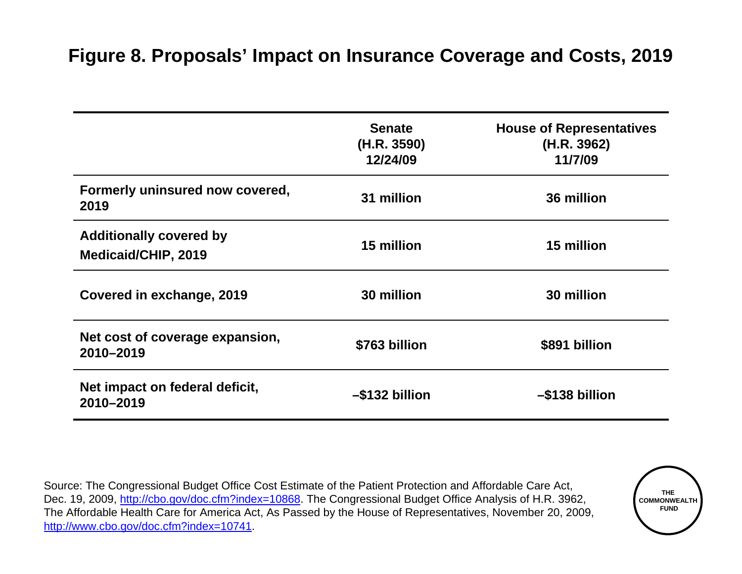# Figure 8. Proposals' Impact on Insurance Coverage and Costs, 2019

| | Senate (H.R. 3590) 12/24/09 | House of Representatives (H.R. 3962) 11/7/09 |
|---|---|---|
| **Formerly uninsured now covered, 2019** | **31 million** | **36 million** |
| **Additionally covered by Medicaid/CHIP, 2019** | **15 million** | **15 million** |
| **Covered in exchange, 2019** | **30 million** | **30 million** |
| **Net cost of coverage expansion, 2010–2019** | **$763 billion** | **$891 billion** |
| **Net impact on federal deficit, 2010–2019** | **–$132 billion** | **–$138 billion** |

Source: The Congressional Budget Office Cost Estimate of the Patient Protection and Affordable Care Act, Dec. 19, 2009, http://cbo.gov/doc.cfm?index=10868. The Congressional Budget Office Analysis of H.R. 3962, The Affordable Health Care for America Act, As Passed by the House of Representatives, November 20, 2009, http://www.cbo.gov/doc.cfm?index=10741.

THE COMMONWEALTH FUND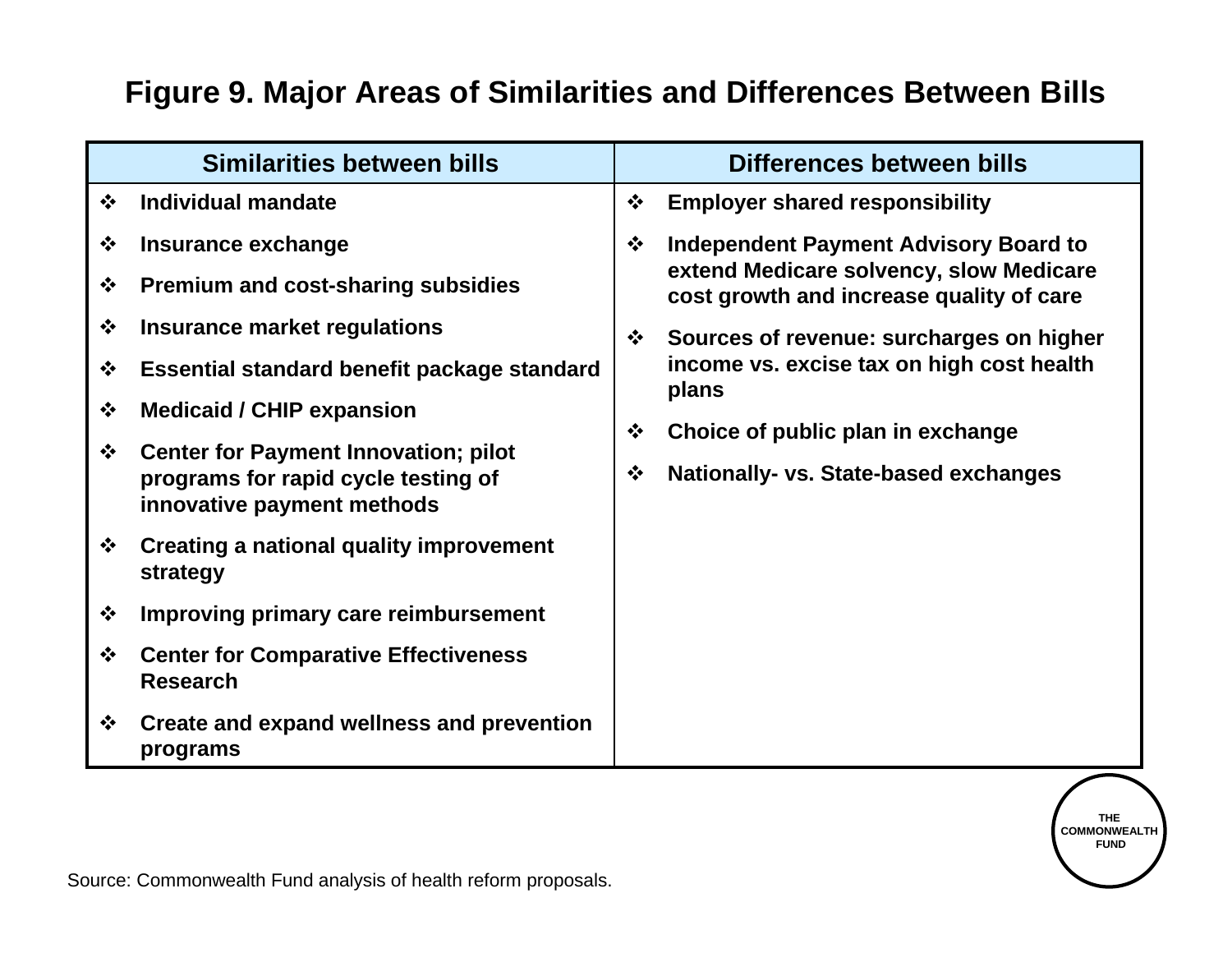# Figure 9. Major Areas of Similarities and Differences Between Bills

| Similarities between bills | Differences between bills |
|---|---|
| ❖ Individual mandate<br>❖ Insurance exchange<br>❖ Premium and cost-sharing subsidies<br>❖ Insurance market regulations<br>❖ Essential standard benefit package standard<br>❖ Medicaid / CHIP expansion<br>❖ Center for Payment Innovation; pilot programs for rapid cycle testing of innovative payment methods<br>❖ Creating a national quality improvement strategy<br>❖ Improving primary care reimbursement<br>❖ Center for Comparative Effectiveness Research<br>❖ Create and expand wellness and prevention programs | ❖ Employer shared responsibility<br>❖ Independent Payment Advisory Board to extend Medicare solvency, slow Medicare cost growth and increase quality of care<br>❖ Sources of revenue: surcharges on higher income vs. excise tax on high cost health plans<br>❖ Choice of public plan in exchange<br>❖ Nationally- vs. State-based exchanges |

THE COMMONWEALTH FUND

Source: Commonwealth Fund analysis of health reform proposals.